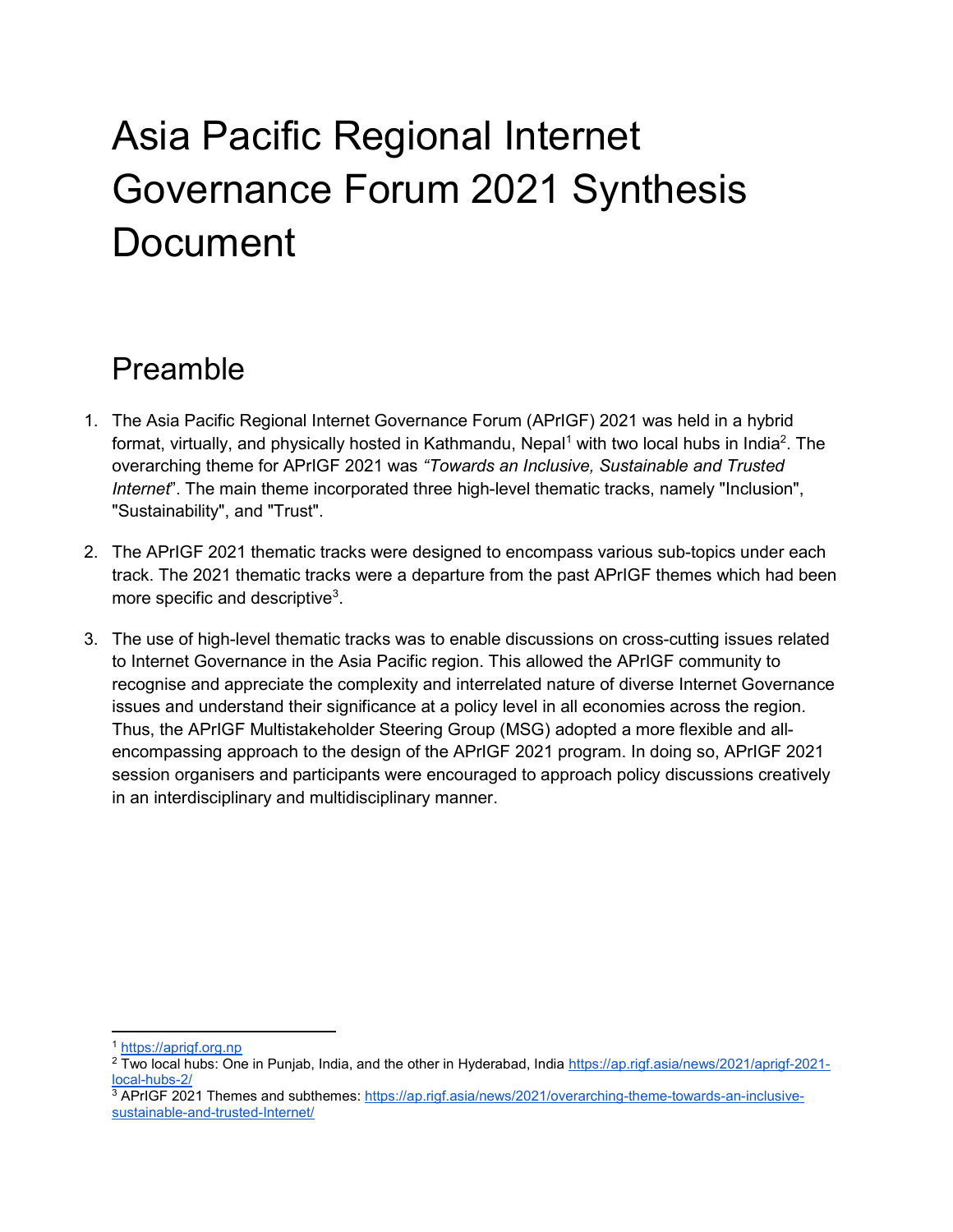# Asia Pacific Regional Internet Governance Forum 2021 Synthesis Document

## Preamble

1. The Asia Pacific Regional Internet Governance Forum (APrIGF) 2021 was held in a hybrid format, virtually, and physically hosted in Kathmandu, Nepal[1] with two local hubs in India[2]. The overarching theme for APrIGF 2021 was *"Towards an Inclusive, Sustainable and Trusted Internet*". The main theme incorporated three high-level thematic tracks, namely "Inclusion", "Sustainability", and "Trust".

2. The APrIGF 2021 thematic tracks were designed to encompass various sub-topics under each track. The 2021 thematic tracks were a departure from the past APrIGF themes which had been more specific and descriptive[3].

3. The use of high-level thematic tracks was to enable discussions on cross-cutting issues related to Internet Governance in the Asia Pacific region. This allowed the APrIGF community to recognise and appreciate the complexity and interrelated nature of diverse Internet Governance issues and understand their significance at a policy level in all economies across the region. Thus, the APrIGF Multistakeholder Steering Group (MSG) adopted a more flexible and all-encompassing approach to the design of the APrIGF 2021 program. In doing so, APrIGF 2021 session organisers and participants were encouraged to approach policy discussions creatively in an interdisciplinary and multidisciplinary manner.

---

[1] https://aprigf.org.np

[2] Two local hubs: One in Punjab, India, and the other in Hyderabad, India https://ap.rigf.asia/news/2021/aprigf-2021-local-hubs-2/

[3] APrIGF 2021 Themes and subthemes: https://ap.rigf.asia/news/2021/overarching-theme-towards-an-inclusive-sustainable-and-trusted-Internet/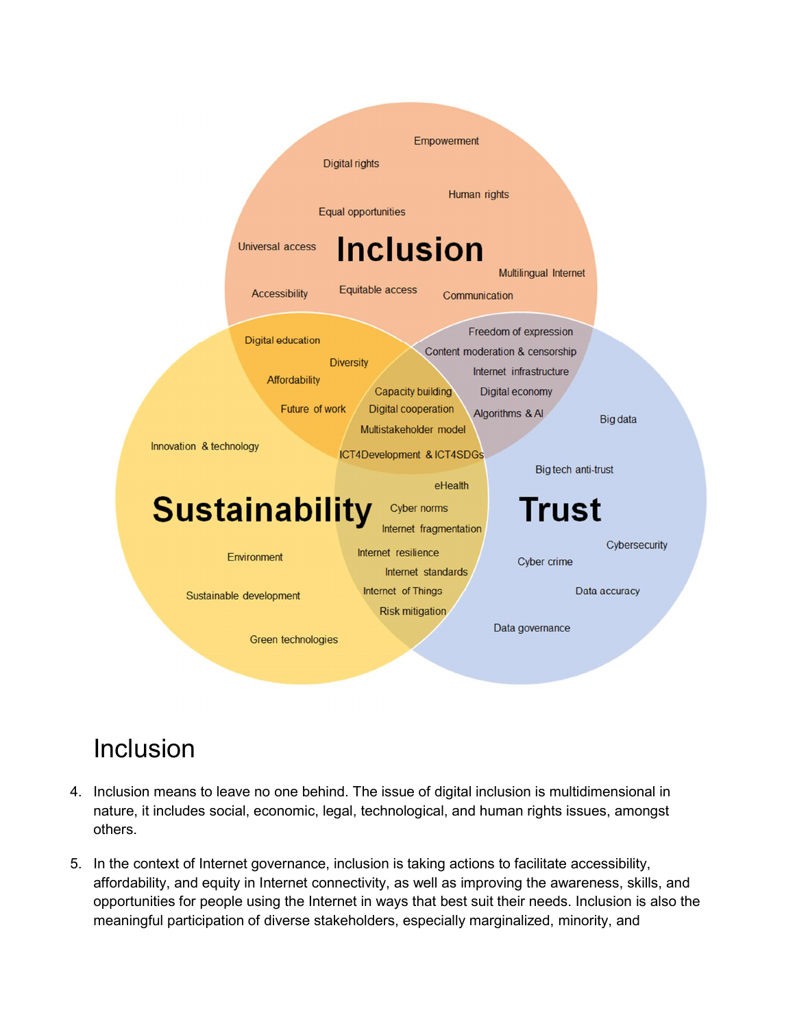## Inclusion

4. Inclusion means to leave no one behind. The issue of digital inclusion is multidimensional in nature, it includes social, economic, legal, technological, and human rights issues, amongst others.

5. In the context of Internet governance, inclusion is taking actions to facilitate accessibility, affordability, and equity in Internet connectivity, as well as improving the awareness, skills, and opportunities for people using the Internet in ways that best suit their needs. Inclusion is also the meaningful participation of diverse stakeholders, especially marginalized, minority, and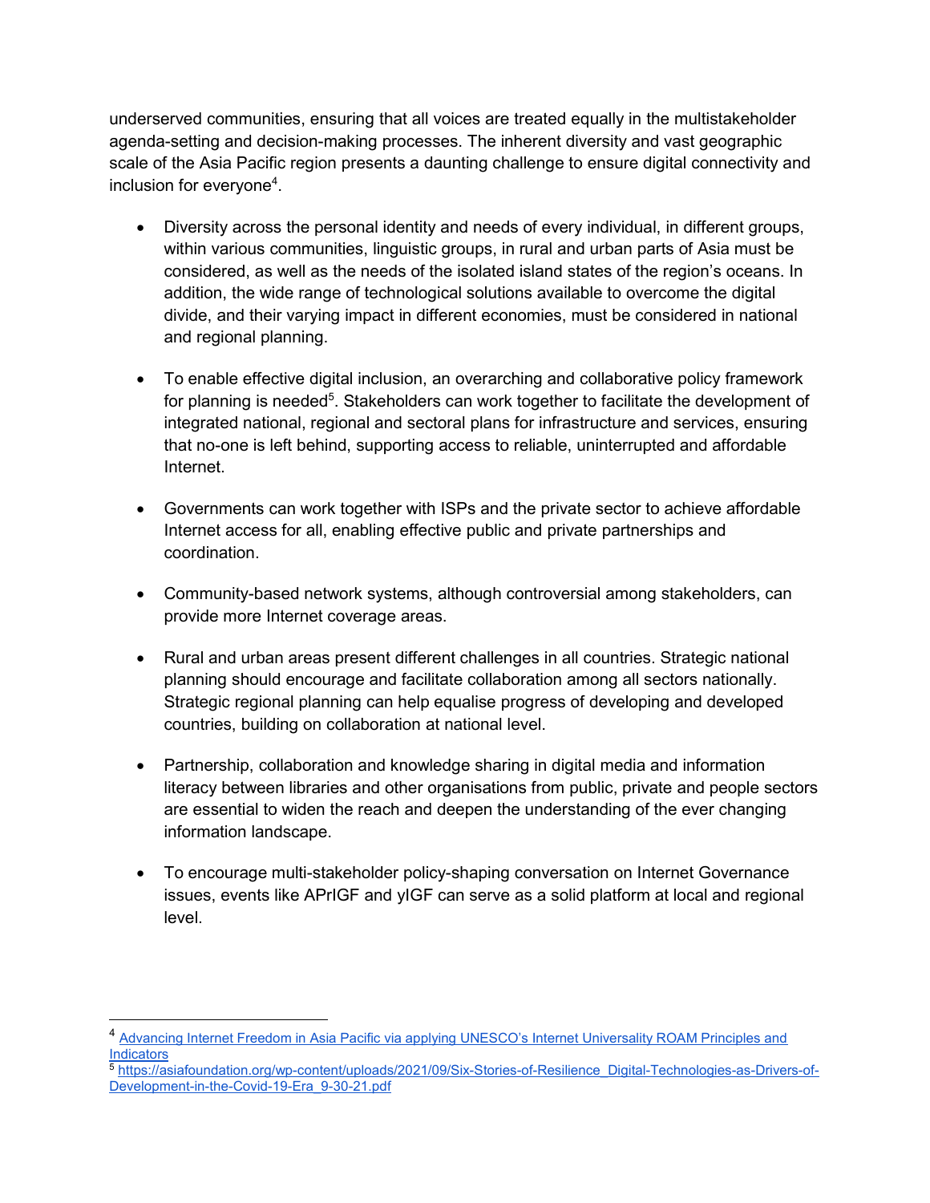underserved communities, ensuring that all voices are treated equally in the multistakeholder agenda-setting and decision-making processes. The inherent diversity and vast geographic scale of the Asia Pacific region presents a daunting challenge to ensure digital connectivity and inclusion for everyone[4].

- Diversity across the personal identity and needs of every individual, in different groups, within various communities, linguistic groups, in rural and urban parts of Asia must be considered, as well as the needs of the isolated island states of the region's oceans. In addition, the wide range of technological solutions available to overcome the digital divide, and their varying impact in different economies, must be considered in national and regional planning.

- To enable effective digital inclusion, an overarching and collaborative policy framework for planning is needed[5]. Stakeholders can work together to facilitate the development of integrated national, regional and sectoral plans for infrastructure and services, ensuring that no-one is left behind, supporting access to reliable, uninterrupted and affordable Internet.

- Governments can work together with ISPs and the private sector to achieve affordable Internet access for all, enabling effective public and private partnerships and coordination.

- Community-based network systems, although controversial among stakeholders, can provide more Internet coverage areas.

- Rural and urban areas present different challenges in all countries. Strategic national planning should encourage and facilitate collaboration among all sectors nationally. Strategic regional planning can help equalise progress of developing and developed countries, building on collaboration at national level.

- Partnership, collaboration and knowledge sharing in digital media and information literacy between libraries and other organisations from public, private and people sectors are essential to widen the reach and deepen the understanding of the ever changing information landscape.

- To encourage multi-stakeholder policy-shaping conversation on Internet Governance issues, events like APrIGF and yIGF can serve as a solid platform at local and regional level.

---

[4] Advancing Internet Freedom in Asia Pacific via applying UNESCO's Internet Universality ROAM Principles and Indicators

[5] https://asiafoundation.org/wp-content/uploads/2021/09/Six-Stories-of-Resilience_Digital-Technologies-as-Drivers-of-Development-in-the-Covid-19-Era_9-30-21.pdf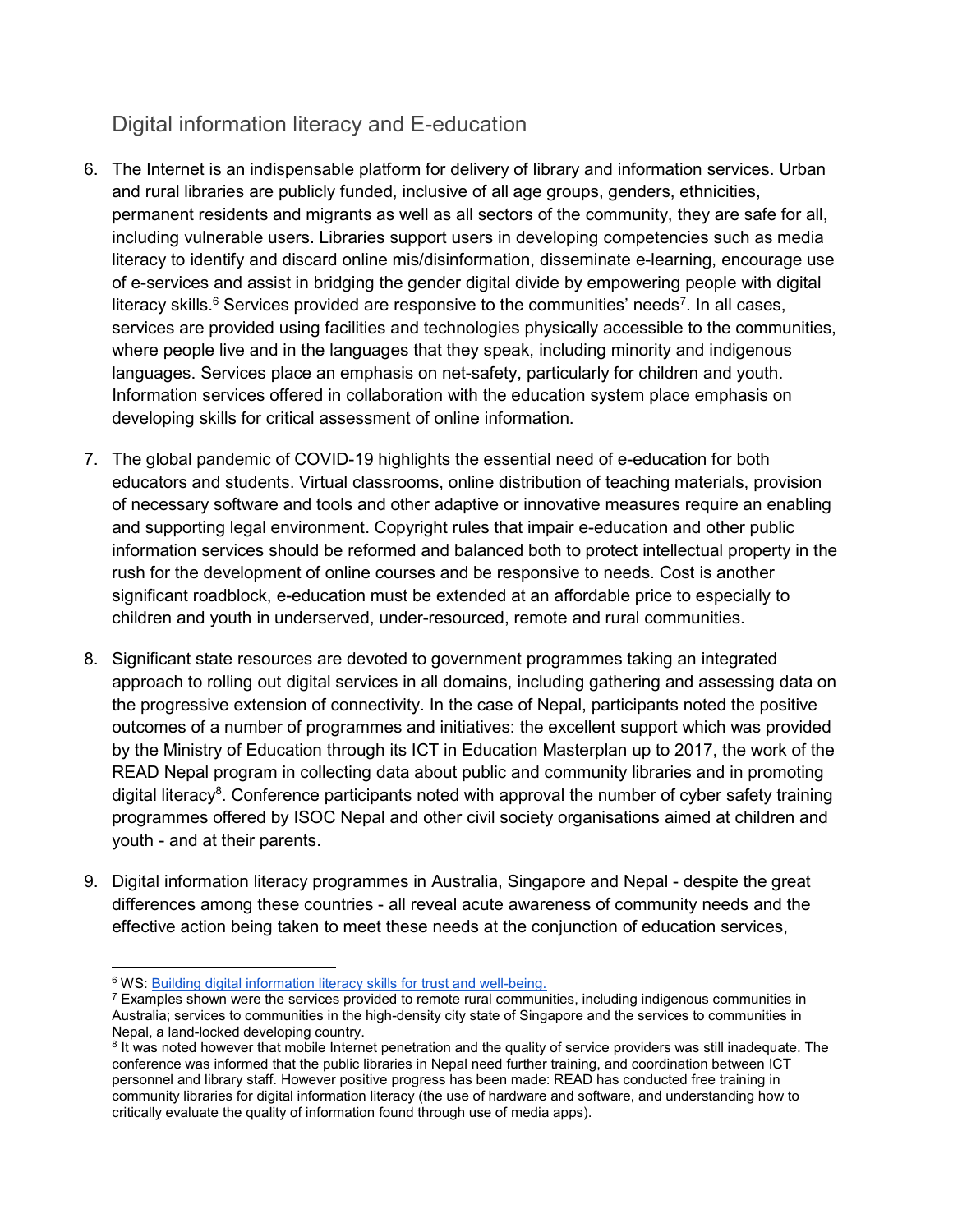## Digital information literacy and E-education

6. The Internet is an indispensable platform for delivery of library and information services. Urban and rural libraries are publicly funded, inclusive of all age groups, genders, ethnicities, permanent residents and migrants as well as all sectors of the community, they are safe for all, including vulnerable users. Libraries support users in developing competencies such as media literacy to identify and discard online mis/disinformation, disseminate e-learning, encourage use of e-services and assist in bridging the gender digital divide by empowering people with digital literacy skills.[6] Services provided are responsive to the communities' needs[7]. In all cases, services are provided using facilities and technologies physically accessible to the communities, where people live and in the languages that they speak, including minority and indigenous languages. Services place an emphasis on net-safety, particularly for children and youth. Information services offered in collaboration with the education system place emphasis on developing skills for critical assessment of online information.

7. The global pandemic of COVID-19 highlights the essential need of e-education for both educators and students. Virtual classrooms, online distribution of teaching materials, provision of necessary software and tools and other adaptive or innovative measures require an enabling and supporting legal environment. Copyright rules that impair e-education and other public information services should be reformed and balanced both to protect intellectual property in the rush for the development of online courses and be responsive to needs. Cost is another significant roadblock, e-education must be extended at an affordable price to especially to children and youth in underserved, under-resourced, remote and rural communities.

8. Significant state resources are devoted to government programmes taking an integrated approach to rolling out digital services in all domains, including gathering and assessing data on the progressive extension of connectivity. In the case of Nepal, participants noted the positive outcomes of a number of programmes and initiatives: the excellent support which was provided by the Ministry of Education through its ICT in Education Masterplan up to 2017, the work of the READ Nepal program in collecting data about public and community libraries and in promoting digital literacy[8]. Conference participants noted with approval the number of cyber safety training programmes offered by ISOC Nepal and other civil society organisations aimed at children and youth - and at their parents.

9. Digital information literacy programmes in Australia, Singapore and Nepal - despite the great differences among these countries - all reveal acute awareness of community needs and the effective action being taken to meet these needs at the conjunction of education services,

---

[6] WS: Building digital information literacy skills for trust and well-being.

[7] Examples shown were the services provided to remote rural communities, including indigenous communities in Australia; services to communities in the high-density city state of Singapore and the services to communities in Nepal, a land-locked developing country.

[8] It was noted however that mobile Internet penetration and the quality of service providers was still inadequate. The conference was informed that the public libraries in Nepal need further training, and coordination between ICT personnel and library staff. However positive progress has been made: READ has conducted free training in community libraries for digital information literacy (the use of hardware and software, and understanding how to critically evaluate the quality of information found through use of media apps).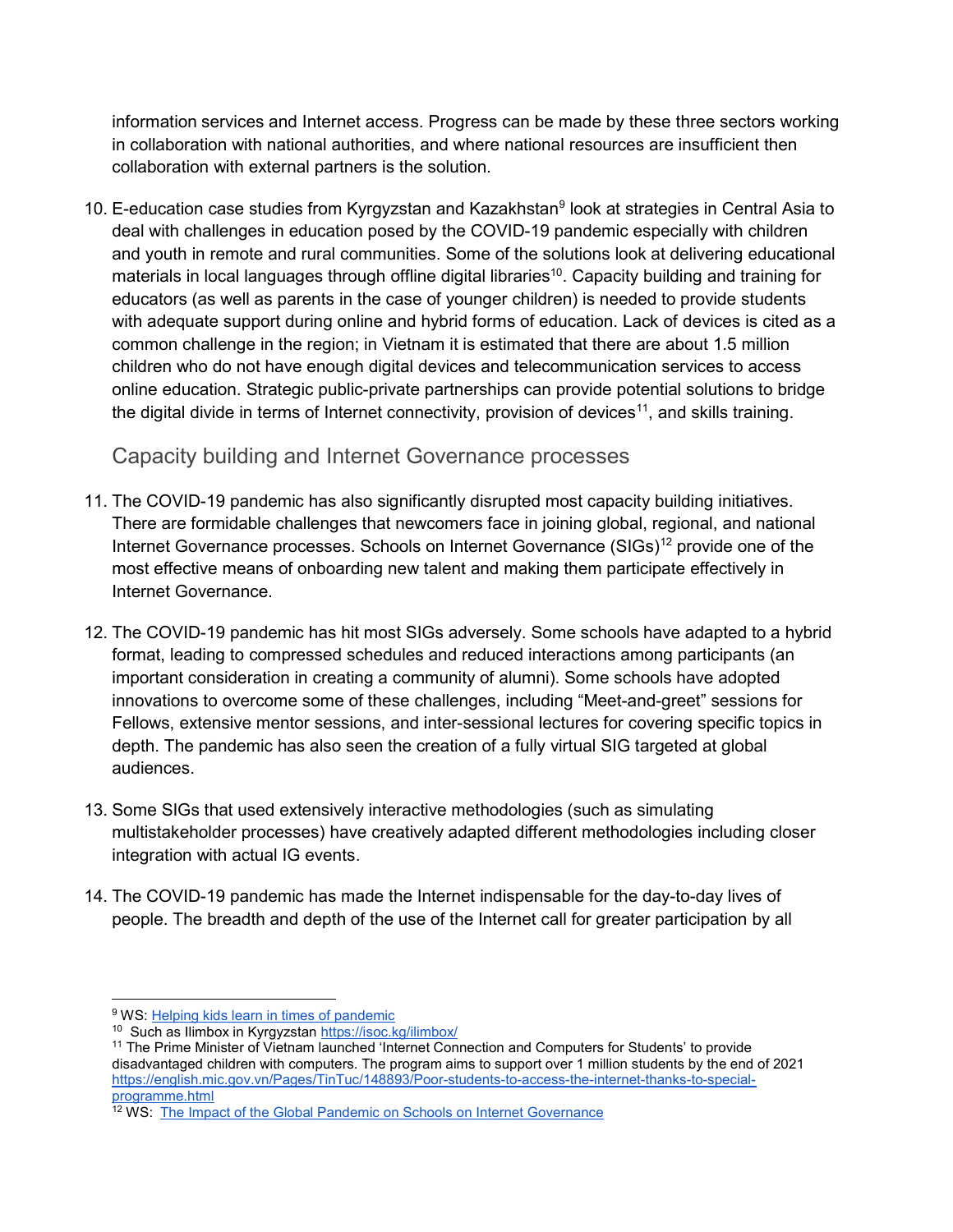information services and Internet access. Progress can be made by these three sectors working in collaboration with national authorities, and where national resources are insufficient then collaboration with external partners is the solution.

10. E-education case studies from Kyrgyzstan and Kazakhstan[9] look at strategies in Central Asia to deal with challenges in education posed by the COVID-19 pandemic especially with children and youth in remote and rural communities. Some of the solutions look at delivering educational materials in local languages through offline digital libraries[10]. Capacity building and training for educators (as well as parents in the case of younger children) is needed to provide students with adequate support during online and hybrid forms of education. Lack of devices is cited as a common challenge in the region; in Vietnam it is estimated that there are about 1.5 million children who do not have enough digital devices and telecommunication services to access online education. Strategic public-private partnerships can provide potential solutions to bridge the digital divide in terms of Internet connectivity, provision of devices[11], and skills training.

## Capacity building and Internet Governance processes

11. The COVID-19 pandemic has also significantly disrupted most capacity building initiatives. There are formidable challenges that newcomers face in joining global, regional, and national Internet Governance processes. Schools on Internet Governance (SIGs)[12] provide one of the most effective means of onboarding new talent and making them participate effectively in Internet Governance.

12. The COVID-19 pandemic has hit most SIGs adversely. Some schools have adapted to a hybrid format, leading to compressed schedules and reduced interactions among participants (an important consideration in creating a community of alumni). Some schools have adopted innovations to overcome some of these challenges, including "Meet-and-greet" sessions for Fellows, extensive mentor sessions, and inter-sessional lectures for covering specific topics in depth. The pandemic has also seen the creation of a fully virtual SIG targeted at global audiences.

13. Some SIGs that used extensively interactive methodologies (such as simulating multistakeholder processes) have creatively adapted different methodologies including closer integration with actual IG events.

14. The COVID-19 pandemic has made the Internet indispensable for the day-to-day lives of people. The breadth and depth of the use of the Internet call for greater participation by all

---

[9] WS: Helping kids learn in times of pandemic

[10] Such as Ilimbox in Kyrgyzstan https://isoc.kg/ilimbox/

[11] The Prime Minister of Vietnam launched 'Internet Connection and Computers for Students' to provide disadvantaged children with computers. The program aims to support over 1 million students by the end of 2021 https://english.mic.gov.vn/Pages/TinTuc/148893/Poor-students-to-access-the-internet-thanks-to-special-programme.html

[12] WS: The Impact of the Global Pandemic on Schools on Internet Governance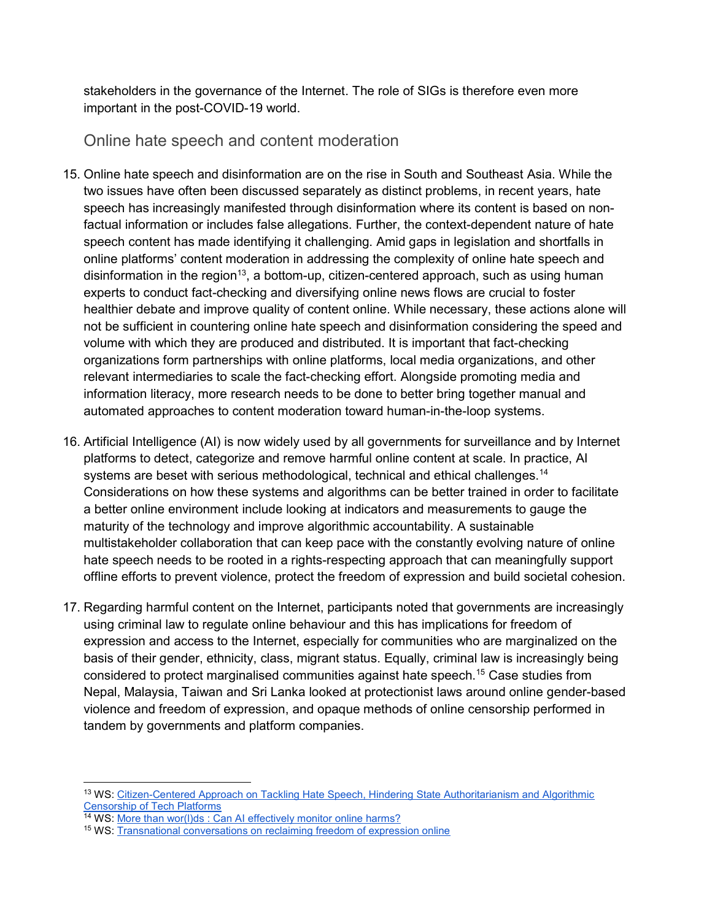stakeholders in the governance of the Internet. The role of SIGs is therefore even more important in the post-COVID-19 world.

## Online hate speech and content moderation

15. Online hate speech and disinformation are on the rise in South and Southeast Asia. While the two issues have often been discussed separately as distinct problems, in recent years, hate speech has increasingly manifested through disinformation where its content is based on non-factual information or includes false allegations. Further, the context-dependent nature of hate speech content has made identifying it challenging. Amid gaps in legislation and shortfalls in online platforms' content moderation in addressing the complexity of online hate speech and disinformation in the region[13], a bottom-up, citizen-centered approach, such as using human experts to conduct fact-checking and diversifying online news flows are crucial to foster healthier debate and improve quality of content online. While necessary, these actions alone will not be sufficient in countering online hate speech and disinformation considering the speed and volume with which they are produced and distributed. It is important that fact-checking organizations form partnerships with online platforms, local media organizations, and other relevant intermediaries to scale the fact-checking effort. Alongside promoting media and information literacy, more research needs to be done to better bring together manual and automated approaches to content moderation toward human-in-the-loop systems.

16. Artificial Intelligence (AI) is now widely used by all governments for surveillance and by Internet platforms to detect, categorize and remove harmful online content at scale. In practice, AI systems are beset with serious methodological, technical and ethical challenges.[14] Considerations on how these systems and algorithms can be better trained in order to facilitate a better online environment include looking at indicators and measurements to gauge the maturity of the technology and improve algorithmic accountability. A sustainable multistakeholder collaboration that can keep pace with the constantly evolving nature of online hate speech needs to be rooted in a rights-respecting approach that can meaningfully support offline efforts to prevent violence, protect the freedom of expression and build societal cohesion.

17. Regarding harmful content on the Internet, participants noted that governments are increasingly using criminal law to regulate online behaviour and this has implications for freedom of expression and access to the Internet, especially for communities who are marginalized on the basis of their gender, ethnicity, class, migrant status. Equally, criminal law is increasingly being considered to protect marginalised communities against hate speech.[15] Case studies from Nepal, Malaysia, Taiwan and Sri Lanka looked at protectionist laws around online gender-based violence and freedom of expression, and opaque methods of online censorship performed in tandem by governments and platform companies.

---

[13] WS: Citizen-Centered Approach on Tackling Hate Speech, Hindering State Authoritarianism and Algorithmic Censorship of Tech Platforms

[14] WS: More than wor(l)ds : Can AI effectively monitor online harms?

[15] WS: Transnational conversations on reclaiming freedom of expression online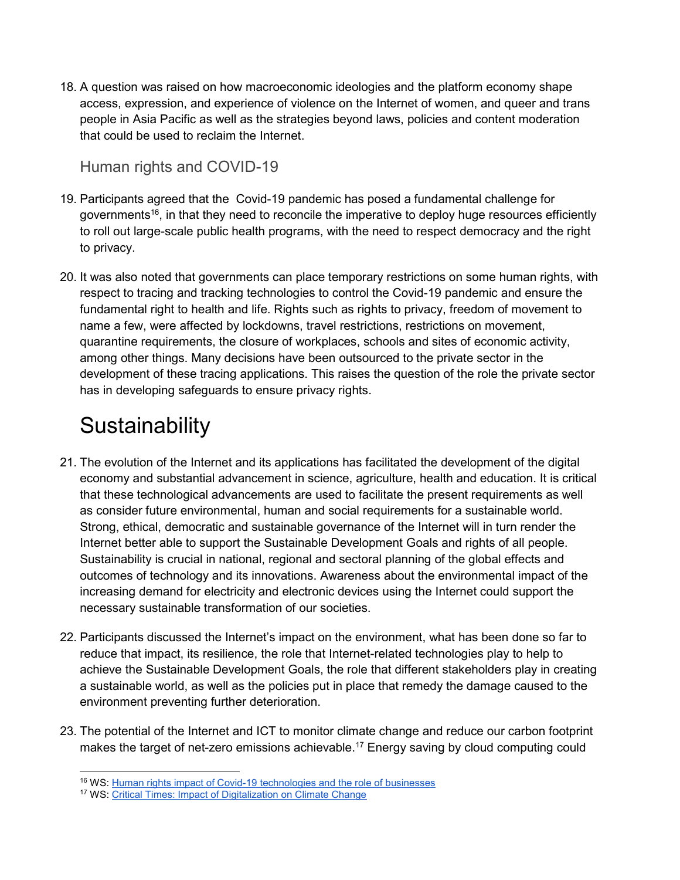18. A question was raised on how macroeconomic ideologies and the platform economy shape access, expression, and experience of violence on the Internet of women, and queer and trans people in Asia Pacific as well as the strategies beyond laws, policies and content moderation that could be used to reclaim the Internet.

### Human rights and COVID-19

19. Participants agreed that the Covid-19 pandemic has posed a fundamental challenge for governments[16], in that they need to reconcile the imperative to deploy huge resources efficiently to roll out large-scale public health programs, with the need to respect democracy and the right to privacy.

20. It was also noted that governments can place temporary restrictions on some human rights, with respect to tracing and tracking technologies to control the Covid-19 pandemic and ensure the fundamental right to health and life. Rights such as rights to privacy, freedom of movement to name a few, were affected by lockdowns, travel restrictions, restrictions on movement, quarantine requirements, the closure of workplaces, schools and sites of economic activity, among other things. Many decisions have been outsourced to the private sector in the development of these tracing applications. This raises the question of the role the private sector has in developing safeguards to ensure privacy rights.

## Sustainability

21. The evolution of the Internet and its applications has facilitated the development of the digital economy and substantial advancement in science, agriculture, health and education. It is critical that these technological advancements are used to facilitate the present requirements as well as consider future environmental, human and social requirements for a sustainable world. Strong, ethical, democratic and sustainable governance of the Internet will in turn render the Internet better able to support the Sustainable Development Goals and rights of all people. Sustainability is crucial in national, regional and sectoral planning of the global effects and outcomes of technology and its innovations. Awareness about the environmental impact of the increasing demand for electricity and electronic devices using the Internet could support the necessary sustainable transformation of our societies.

22. Participants discussed the Internet's impact on the environment, what has been done so far to reduce that impact, its resilience, the role that Internet-related technologies play to help to achieve the Sustainable Development Goals, the role that different stakeholders play in creating a sustainable world, as well as the policies put in place that remedy the damage caused to the environment preventing further deterioration.

23. The potential of the Internet and ICT to monitor climate change and reduce our carbon footprint makes the target of net-zero emissions achievable.[17] Energy saving by cloud computing could

---

[16] WS: Human rights impact of Covid-19 technologies and the role of businesses

[17] WS: Critical Times: Impact of Digitalization on Climate Change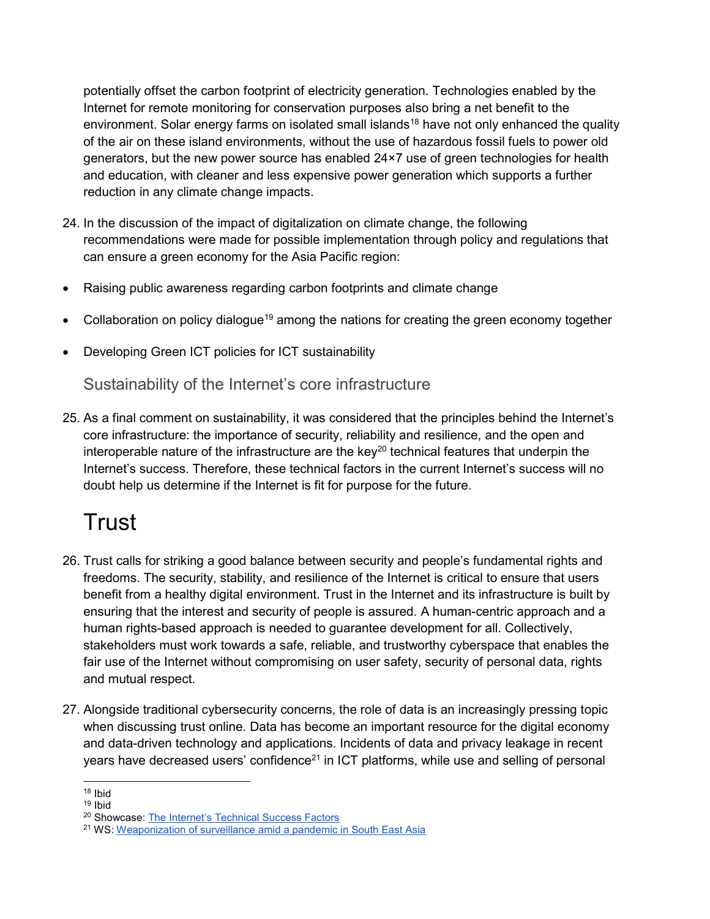potentially offset the carbon footprint of electricity generation. Technologies enabled by the Internet for remote monitoring for conservation purposes also bring a net benefit to the environment. Solar energy farms on isolated small islands[18] have not only enhanced the quality of the air on these island environments, without the use of hazardous fossil fuels to power old generators, but the new power source has enabled 24×7 use of green technologies for health and education, with cleaner and less expensive power generation which supports a further reduction in any climate change impacts.

24. In the discussion of the impact of digitalization on climate change, the following recommendations were made for possible implementation through policy and regulations that can ensure a green economy for the Asia Pacific region:

- Raising public awareness regarding carbon footprints and climate change
- Collaboration on policy dialogue[19] among the nations for creating the green economy together
- Developing Green ICT policies for ICT sustainability

### Sustainability of the Internet's core infrastructure

25. As a final comment on sustainability, it was considered that the principles behind the Internet's core infrastructure: the importance of security, reliability and resilience, and the open and interoperable nature of the infrastructure are the key[20] technical features that underpin the Internet's success. Therefore, these technical factors in the current Internet's success will no doubt help us determine if the Internet is fit for purpose for the future.

# Trust

26. Trust calls for striking a good balance between security and people's fundamental rights and freedoms. The security, stability, and resilience of the Internet is critical to ensure that users benefit from a healthy digital environment. Trust in the Internet and its infrastructure is built by ensuring that the interest and security of people is assured. A human-centric approach and a human rights-based approach is needed to guarantee development for all. Collectively, stakeholders must work towards a safe, reliable, and trustworthy cyberspace that enables the fair use of the Internet without compromising on user safety, security of personal data, rights and mutual respect.

27. Alongside traditional cybersecurity concerns, the role of data is an increasingly pressing topic when discussing trust online. Data has become an important resource for the digital economy and data-driven technology and applications. Incidents of data and privacy leakage in recent years have decreased users' confidence[21] in ICT platforms, while use and selling of personal

---

[18] Ibid

[19] Ibid

[20] Showcase: The Internet's Technical Success Factors

[21] WS: Weaponization of surveillance amid a pandemic in South East Asia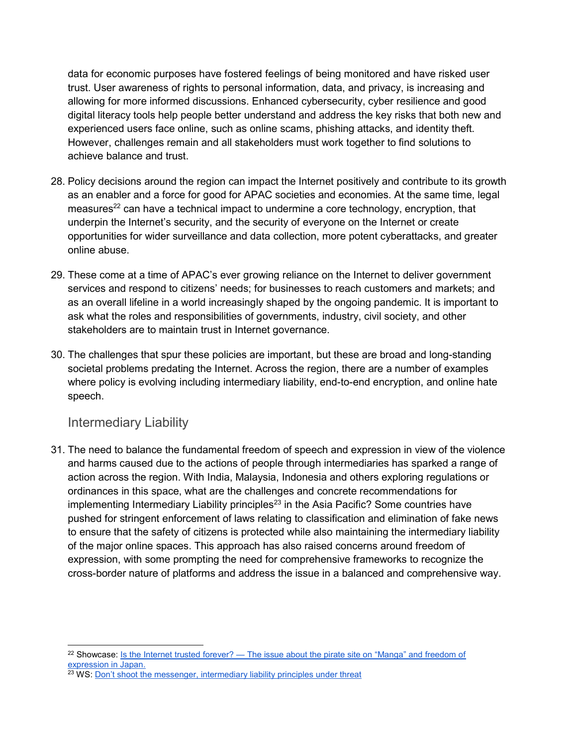data for economic purposes have fostered feelings of being monitored and have risked user trust. User awareness of rights to personal information, data, and privacy, is increasing and allowing for more informed discussions. Enhanced cybersecurity, cyber resilience and good digital literacy tools help people better understand and address the key risks that both new and experienced users face online, such as online scams, phishing attacks, and identity theft. However, challenges remain and all stakeholders must work together to find solutions to achieve balance and trust.

28. Policy decisions around the region can impact the Internet positively and contribute to its growth as an enabler and a force for good for APAC societies and economies. At the same time, legal measures[22] can have a technical impact to undermine a core technology, encryption, that underpin the Internet's security, and the security of everyone on the Internet or create opportunities for wider surveillance and data collection, more potent cyberattacks, and greater online abuse.

29. These come at a time of APAC's ever growing reliance on the Internet to deliver government services and respond to citizens' needs; for businesses to reach customers and markets; and as an overall lifeline in a world increasingly shaped by the ongoing pandemic. It is important to ask what the roles and responsibilities of governments, industry, civil society, and other stakeholders are to maintain trust in Internet governance.

30. The challenges that spur these policies are important, but these are broad and long-standing societal problems predating the Internet. Across the region, there are a number of examples where policy is evolving including intermediary liability, end-to-end encryption, and online hate speech.

### Intermediary Liability

31. The need to balance the fundamental freedom of speech and expression in view of the violence and harms caused due to the actions of people through intermediaries has sparked a range of action across the region. With India, Malaysia, Indonesia and others exploring regulations or ordinances in this space, what are the challenges and concrete recommendations for implementing Intermediary Liability principles[23] in the Asia Pacific? Some countries have pushed for stringent enforcement of laws relating to classification and elimination of fake news to ensure that the safety of citizens is protected while also maintaining the intermediary liability of the major online spaces. This approach has also raised concerns around freedom of expression, with some prompting the need for comprehensive frameworks to recognize the cross-border nature of platforms and address the issue in a balanced and comprehensive way.

---

[22] Showcase: Is the Internet trusted forever? — The issue about the pirate site on "Manga" and freedom of expression in Japan.

[23] WS: Don't shoot the messenger, intermediary liability principles under threat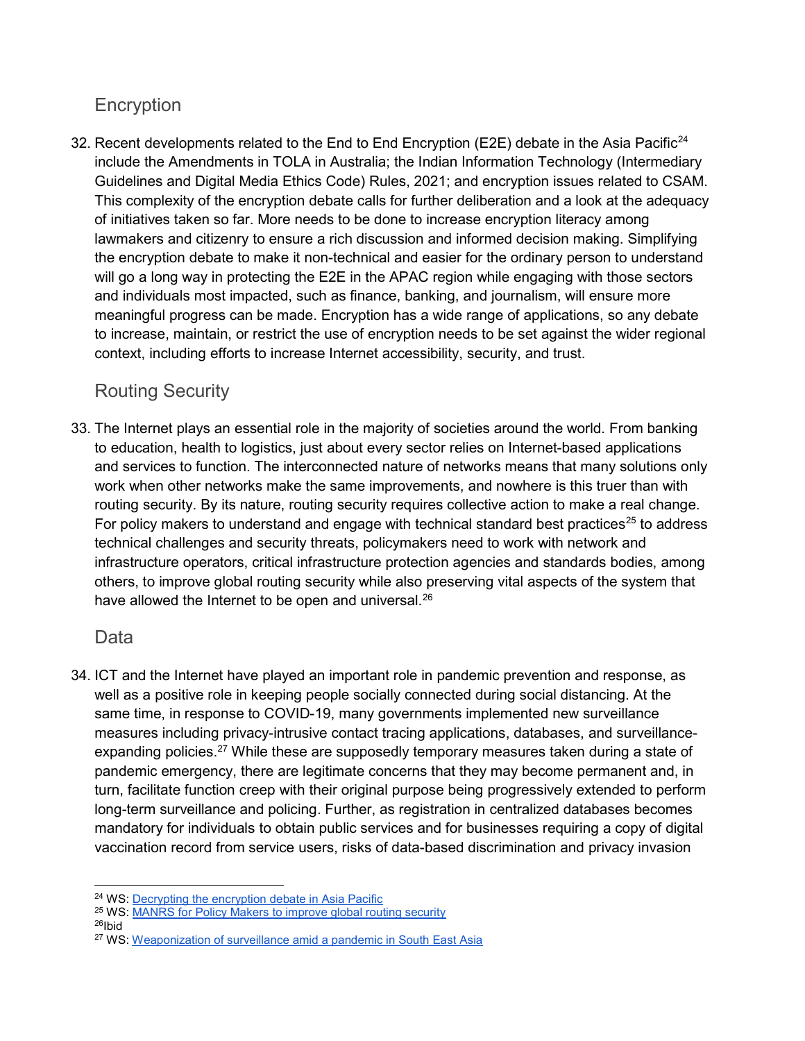## Encryption

32. Recent developments related to the End to End Encryption (E2E) debate in the Asia Pacific[24] include the Amendments in TOLA in Australia; the Indian Information Technology (Intermediary Guidelines and Digital Media Ethics Code) Rules, 2021; and encryption issues related to CSAM. This complexity of the encryption debate calls for further deliberation and a look at the adequacy of initiatives taken so far. More needs to be done to increase encryption literacy among lawmakers and citizenry to ensure a rich discussion and informed decision making. Simplifying the encryption debate to make it non-technical and easier for the ordinary person to understand will go a long way in protecting the E2E in the APAC region while engaging with those sectors and individuals most impacted, such as finance, banking, and journalism, will ensure more meaningful progress can be made. Encryption has a wide range of applications, so any debate to increase, maintain, or restrict the use of encryption needs to be set against the wider regional context, including efforts to increase Internet accessibility, security, and trust.

## Routing Security

33. The Internet plays an essential role in the majority of societies around the world. From banking to education, health to logistics, just about every sector relies on Internet-based applications and services to function. The interconnected nature of networks means that many solutions only work when other networks make the same improvements, and nowhere is this truer than with routing security. By its nature, routing security requires collective action to make a real change. For policy makers to understand and engage with technical standard best practices[25] to address technical challenges and security threats, policymakers need to work with network and infrastructure operators, critical infrastructure protection agencies and standards bodies, among others, to improve global routing security while also preserving vital aspects of the system that have allowed the Internet to be open and universal.[26]

## Data

34. ICT and the Internet have played an important role in pandemic prevention and response, as well as a positive role in keeping people socially connected during social distancing. At the same time, in response to COVID-19, many governments implemented new surveillance measures including privacy-intrusive contact tracing applications, databases, and surveillance-expanding policies.[27] While these are supposedly temporary measures taken during a state of pandemic emergency, there are legitimate concerns that they may become permanent and, in turn, facilitate function creep with their original purpose being progressively extended to perform long-term surveillance and policing. Further, as registration in centralized databases becomes mandatory for individuals to obtain public services and for businesses requiring a copy of digital vaccination record from service users, risks of data-based discrimination and privacy invasion

---

[24] WS: Decrypting the encryption debate in Asia Pacific

[25] WS: MANRS for Policy Makers to improve global routing security

[26] Ibid

[27] WS: Weaponization of surveillance amid a pandemic in South East Asia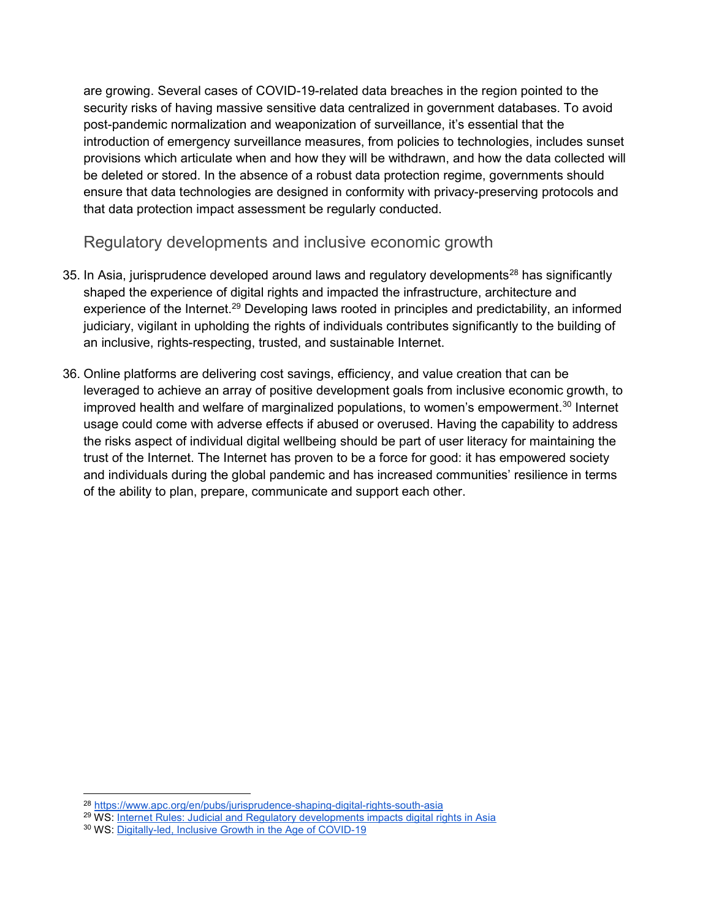are growing. Several cases of COVID-19-related data breaches in the region pointed to the security risks of having massive sensitive data centralized in government databases. To avoid post-pandemic normalization and weaponization of surveillance, it's essential that the introduction of emergency surveillance measures, from policies to technologies, includes sunset provisions which articulate when and how they will be withdrawn, and how the data collected will be deleted or stored. In the absence of a robust data protection regime, governments should ensure that data technologies are designed in conformity with privacy-preserving protocols and that data protection impact assessment be regularly conducted.

## Regulatory developments and inclusive economic growth

35. In Asia, jurisprudence developed around laws and regulatory developments[28] has significantly shaped the experience of digital rights and impacted the infrastructure, architecture and experience of the Internet.[29] Developing laws rooted in principles and predictability, an informed judiciary, vigilant in upholding the rights of individuals contributes significantly to the building of an inclusive, rights-respecting, trusted, and sustainable Internet.

36. Online platforms are delivering cost savings, efficiency, and value creation that can be leveraged to achieve an array of positive development goals from inclusive economic growth, to improved health and welfare of marginalized populations, to women's empowerment.[30] Internet usage could come with adverse effects if abused or overused. Having the capability to address the risks aspect of individual digital wellbeing should be part of user literacy for maintaining the trust of the Internet. The Internet has proven to be a force for good: it has empowered society and individuals during the global pandemic and has increased communities' resilience in terms of the ability to plan, prepare, communicate and support each other.

---

[28] https://www.apc.org/en/pubs/jurisprudence-shaping-digital-rights-south-asia

[29] WS: Internet Rules: Judicial and Regulatory developments impacts digital rights in Asia

[30] WS: Digitally-led, Inclusive Growth in the Age of COVID-19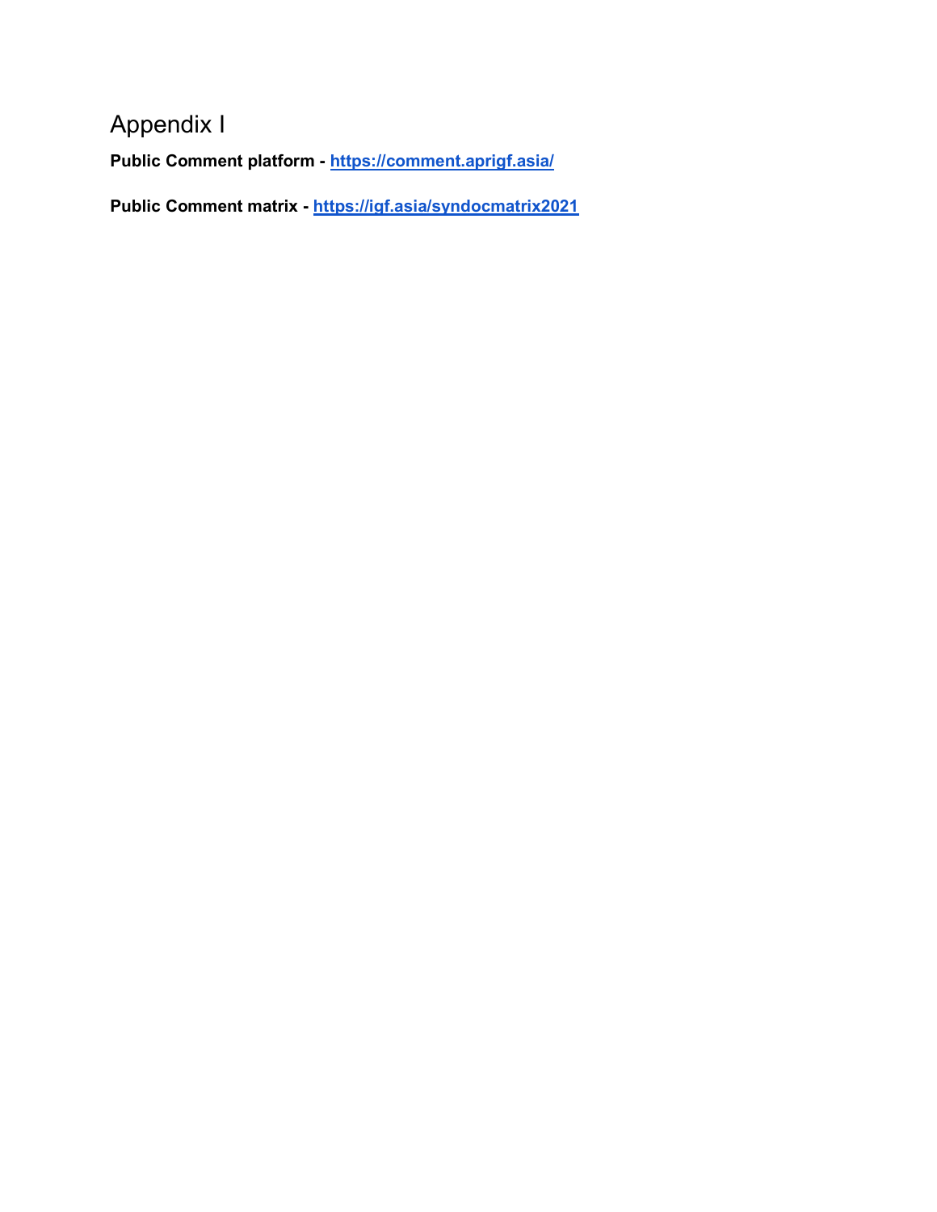# Appendix I

**Public Comment platform - [https://comment.aprigf.asia/](https://comment.aprigf.asia/)**

**Public Comment matrix - [https://igf.asia/syndocmatrix2021](https://igf.asia/syndocmatrix2021)**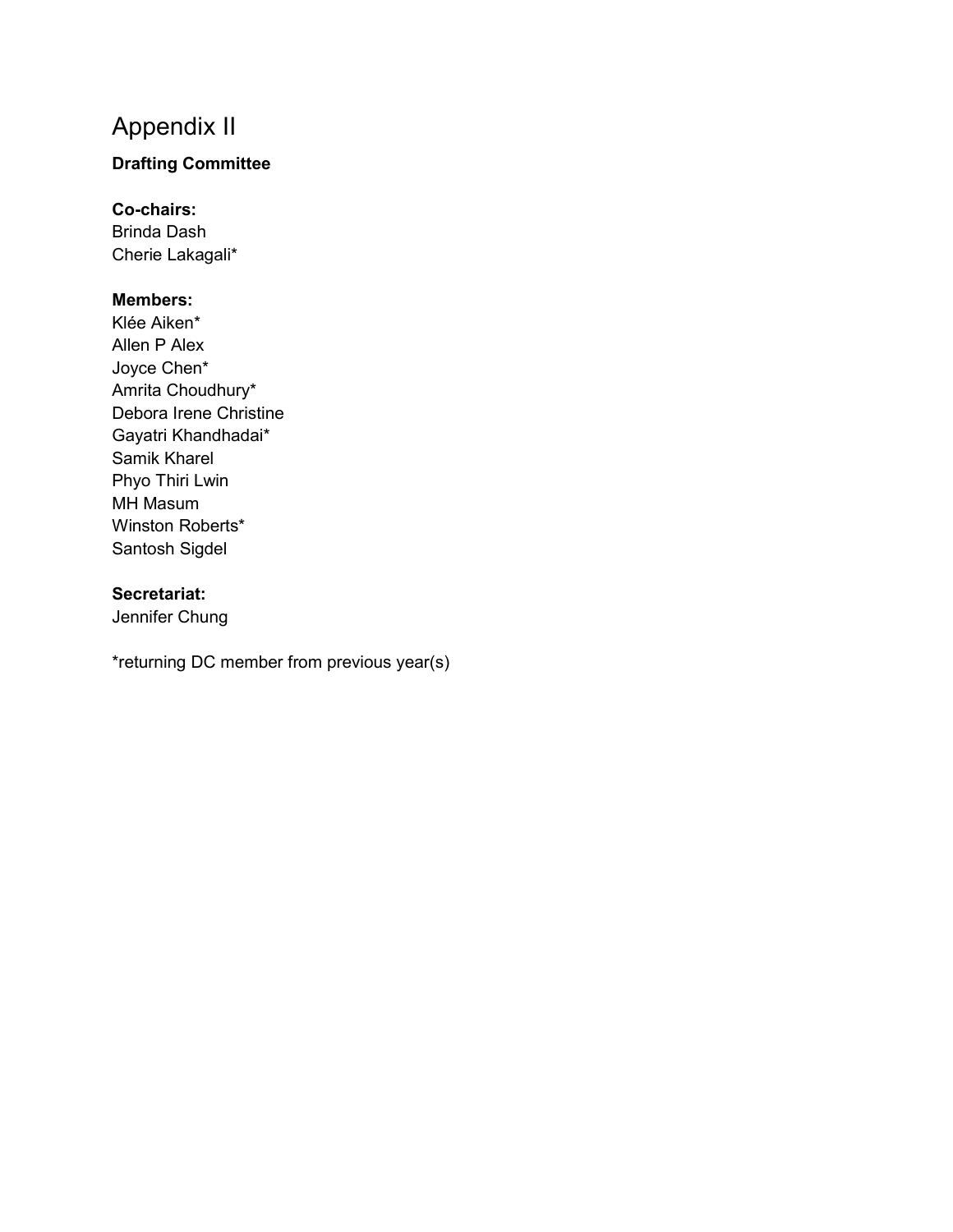# Appendix II

**Drafting Committee**

**Co-chairs:**
Brinda Dash
Cherie Lakagali*

**Members:**
Klée Aiken*
Allen P Alex
Joyce Chen*
Amrita Choudhury*
Debora Irene Christine
Gayatri Khandhadai*
Samik Kharel
Phyo Thiri Lwin
MH Masum
Winston Roberts*
Santosh Sigdel

**Secretariat:**
Jennifer Chung

*returning DC member from previous year(s)